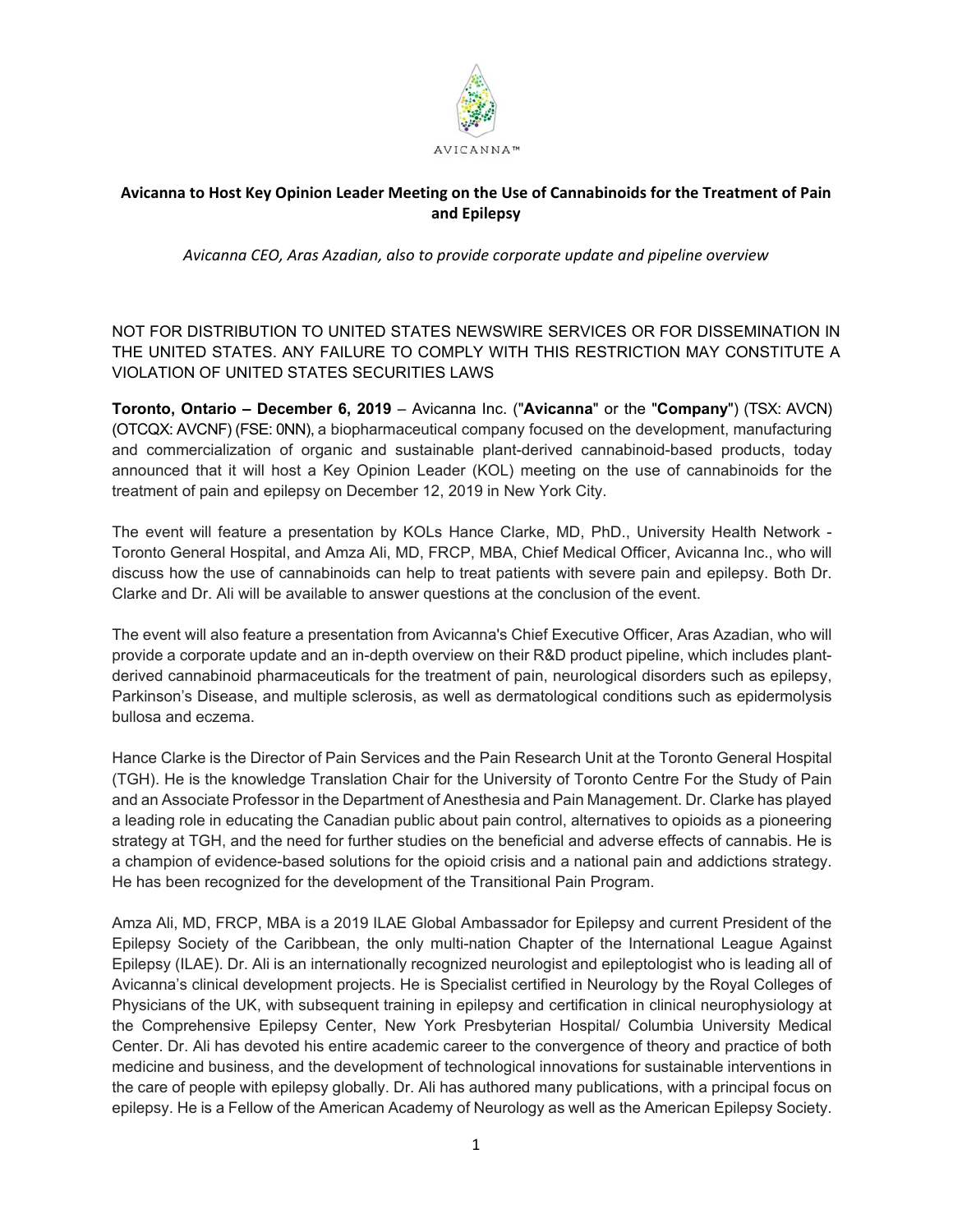AVICANNA™

# Avicanna to Host Key Opinion Leader Meeting on the Use of Cannabinoids for the Treatment of Pain and Epilepsy

*Avicanna CEO, Aras Azadian, also to provide corporate update and pipeline overview*

NOT FOR DISTRIBUTION TO UNITED STATES NEWSWIRE SERVICES OR FOR DISSEMINATION IN THE UNITED STATES. ANY FAILURE TO COMPLY WITH THIS RESTRICTION MAY CONSTITUTE A VIOLATION OF UNITED STATES SECURITIES LAWS

**Toronto, Ontario – December 6, 2019** – Avicanna Inc. ("**Avicanna**" or the "**Company**") (TSX: AVCN) (OTCQX: AVCNF) (FSE: 0NN), a biopharmaceutical company focused on the development, manufacturing and commercialization of organic and sustainable plant-derived cannabinoid-based products, today announced that it will host a Key Opinion Leader (KOL) meeting on the use of cannabinoids for the treatment of pain and epilepsy on December 12, 2019 in New York City.

The event will feature a presentation by KOLs Hance Clarke, MD, PhD., University Health Network - Toronto General Hospital, and Amza Ali, MD, FRCP, MBA, Chief Medical Officer, Avicanna Inc., who will discuss how the use of cannabinoids can help to treat patients with severe pain and epilepsy. Both Dr. Clarke and Dr. Ali will be available to answer questions at the conclusion of the event.

The event will also feature a presentation from Avicanna's Chief Executive Officer, Aras Azadian, who will provide a corporate update and an in-depth overview on their R&D product pipeline, which includes plant-derived cannabinoid pharmaceuticals for the treatment of pain, neurological disorders such as epilepsy, Parkinson's Disease, and multiple sclerosis, as well as dermatological conditions such as epidermolysis bullosa and eczema.

Hance Clarke is the Director of Pain Services and the Pain Research Unit at the Toronto General Hospital (TGH). He is the knowledge Translation Chair for the University of Toronto Centre For the Study of Pain and an Associate Professor in the Department of Anesthesia and Pain Management. Dr. Clarke has played a leading role in educating the Canadian public about pain control, alternatives to opioids as a pioneering strategy at TGH, and the need for further studies on the beneficial and adverse effects of cannabis. He is a champion of evidence-based solutions for the opioid crisis and a national pain and addictions strategy. He has been recognized for the development of the Transitional Pain Program.

Amza Ali, MD, FRCP, MBA is a 2019 ILAE Global Ambassador for Epilepsy and current President of the Epilepsy Society of the Caribbean, the only multi-nation Chapter of the International League Against Epilepsy (ILAE). Dr. Ali is an internationally recognized neurologist and epileptologist who is leading all of Avicanna's clinical development projects. He is Specialist certified in Neurology by the Royal Colleges of Physicians of the UK, with subsequent training in epilepsy and certification in clinical neurophysiology at the Comprehensive Epilepsy Center, New York Presbyterian Hospital/ Columbia University Medical Center. Dr. Ali has devoted his entire academic career to the convergence of theory and practice of both medicine and business, and the development of technological innovations for sustainable interventions in the care of people with epilepsy globally. Dr. Ali has authored many publications, with a principal focus on epilepsy. He is a Fellow of the American Academy of Neurology as well as the American Epilepsy Society.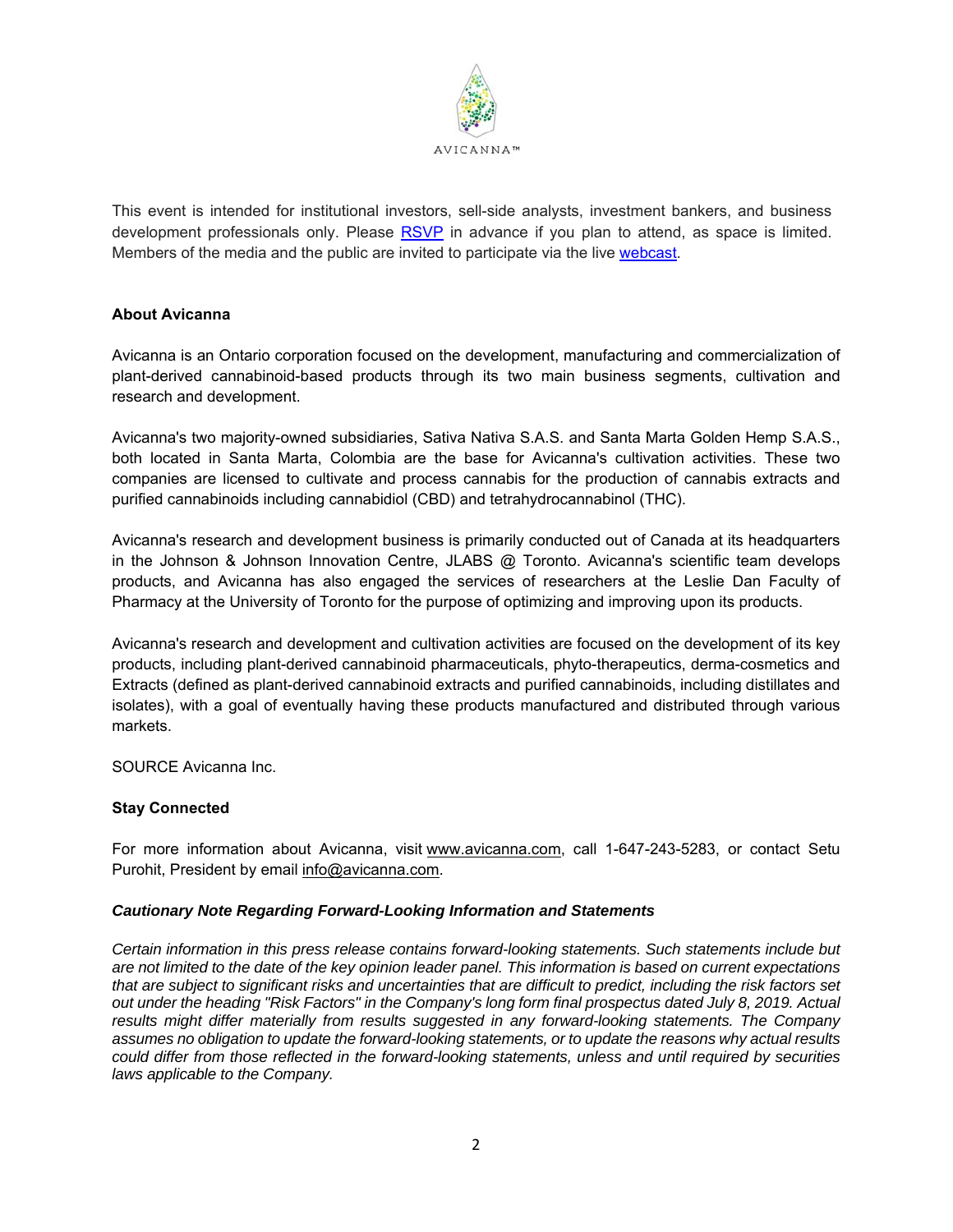This event is intended for institutional investors, sell-side analysts, investment bankers, and business development professionals only. Please RSVP in advance if you plan to attend, as space is limited. Members of the media and the public are invited to participate via the live webcast.

**About Avicanna**

Avicanna is an Ontario corporation focused on the development, manufacturing and commercialization of plant-derived cannabinoid-based products through its two main business segments, cultivation and research and development.

Avicanna's two majority-owned subsidiaries, Sativa Nativa S.A.S. and Santa Marta Golden Hemp S.A.S., both located in Santa Marta, Colombia are the base for Avicanna's cultivation activities. These two companies are licensed to cultivate and process cannabis for the production of cannabis extracts and purified cannabinoids including cannabidiol (CBD) and tetrahydrocannabinol (THC).

Avicanna's research and development business is primarily conducted out of Canada at its headquarters in the Johnson & Johnson Innovation Centre, JLABS @ Toronto. Avicanna's scientific team develops products, and Avicanna has also engaged the services of researchers at the Leslie Dan Faculty of Pharmacy at the University of Toronto for the purpose of optimizing and improving upon its products.

Avicanna's research and development and cultivation activities are focused on the development of its key products, including plant-derived cannabinoid pharmaceuticals, phyto-therapeutics, derma-cosmetics and Extracts (defined as plant-derived cannabinoid extracts and purified cannabinoids, including distillates and isolates), with a goal of eventually having these products manufactured and distributed through various markets.

SOURCE Avicanna Inc.

**Stay Connected**

For more information about Avicanna, visit www.avicanna.com, call 1-647-243-5283, or contact Setu Purohit, President by email info@avicanna.com.

***Cautionary Note Regarding Forward-Looking Information and Statements***

*Certain information in this press release contains forward-looking statements. Such statements include but are not limited to the date of the key opinion leader panel. This information is based on current expectations that are subject to significant risks and uncertainties that are difficult to predict, including the risk factors set out under the heading "Risk Factors" in the Company's long form final prospectus dated July 8, 2019. Actual results might differ materially from results suggested in any forward-looking statements. The Company assumes no obligation to update the forward-looking statements, or to update the reasons why actual results could differ from those reflected in the forward-looking statements, unless and until required by securities laws applicable to the Company.*